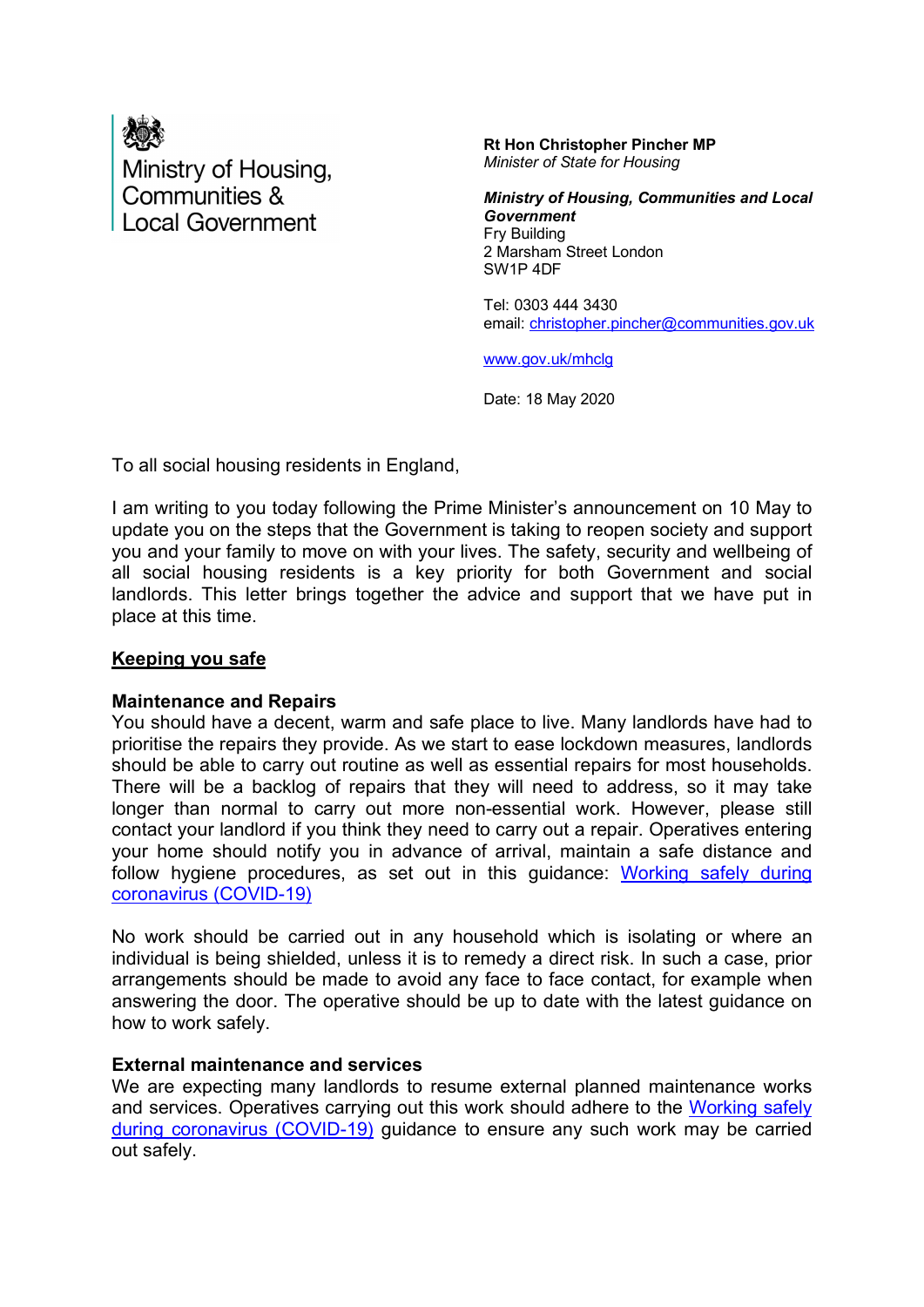Ministry of Housing, Communities & Local Government

**Rt Hon Christopher Pincher MP**
*Minister of State for Housing*

***Ministry of Housing, Communities and Local Government***
Fry Building
2 Marsham Street London
SW1P 4DF

Tel: 0303 444 3430
email: [christopher.pincher@communities.gov.uk](mailto:christopher.pincher@communities.gov.uk)

[www.gov.uk/mhclg](http://www.gov.uk/mhclg)

Date: 18 May 2020

To all social housing residents in England,

I am writing to you today following the Prime Minister's announcement on 10 May to update you on the steps that the Government is taking to reopen society and support you and your family to move on with your lives. The safety, security and wellbeing of all social housing residents is a key priority for both Government and social landlords. This letter brings together the advice and support that we have put in place at this time.

## Keeping you safe

### Maintenance and Repairs

You should have a decent, warm and safe place to live. Many landlords have had to prioritise the repairs they provide. As we start to ease lockdown measures, landlords should be able to carry out routine as well as essential repairs for most households. There will be a backlog of repairs that they will need to address, so it may take longer than normal to carry out more non-essential work. However, please still contact your landlord if you think they need to carry out a repair. Operatives entering your home should notify you in advance of arrival, maintain a safe distance and follow hygiene procedures, as set out in this guidance: Working safely during coronavirus (COVID-19)

No work should be carried out in any household which is isolating or where an individual is being shielded, unless it is to remedy a direct risk. In such a case, prior arrangements should be made to avoid any face to face contact, for example when answering the door. The operative should be up to date with the latest guidance on how to work safely.

### External maintenance and services

We are expecting many landlords to resume external planned maintenance works and services. Operatives carrying out this work should adhere to the Working safely during coronavirus (COVID-19) guidance to ensure any such work may be carried out safely.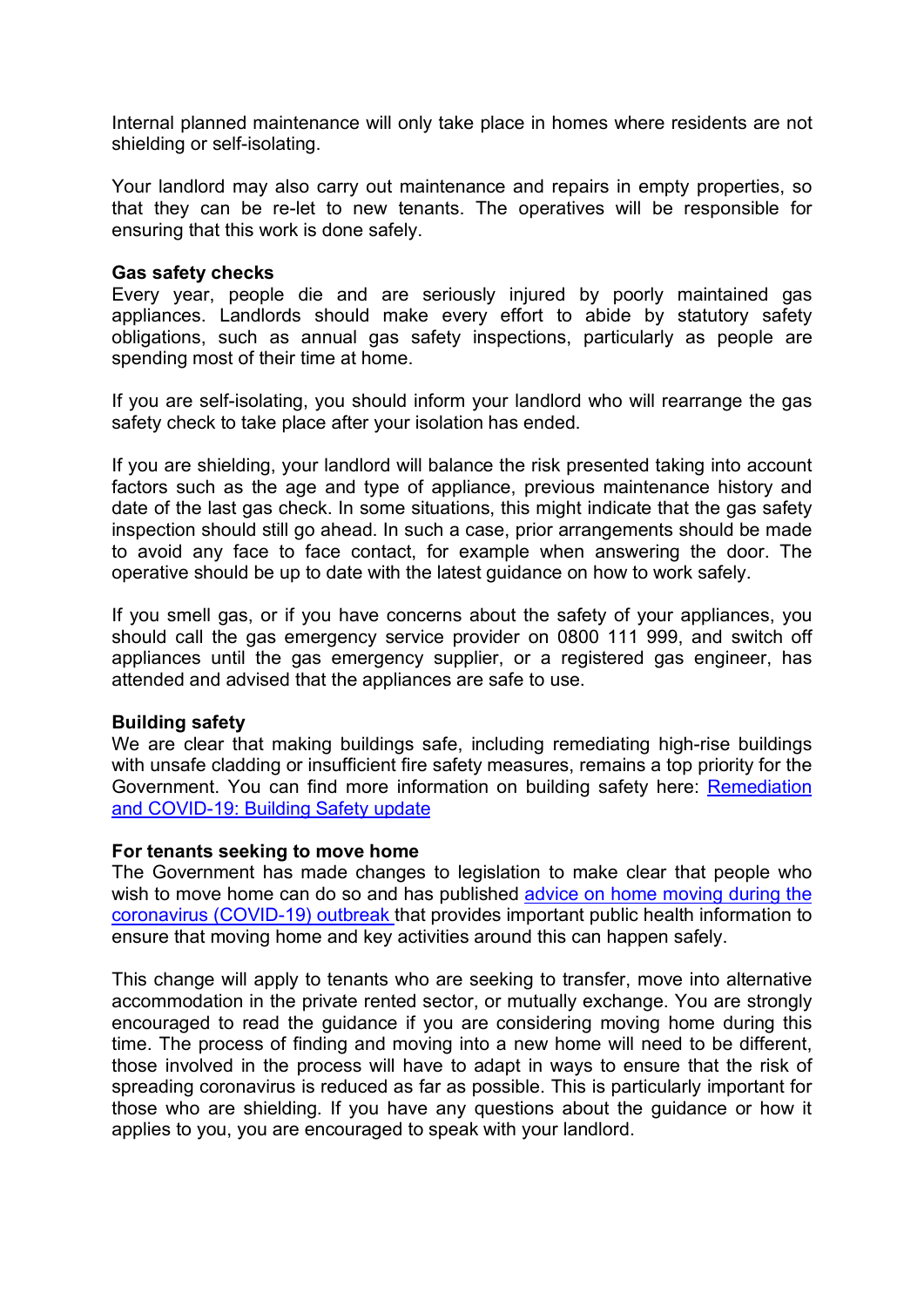Internal planned maintenance will only take place in homes where residents are not shielding or self-isolating.

Your landlord may also carry out maintenance and repairs in empty properties, so that they can be re-let to new tenants. The operatives will be responsible for ensuring that this work is done safely.

**Gas safety checks**

Every year, people die and are seriously injured by poorly maintained gas appliances. Landlords should make every effort to abide by statutory safety obligations, such as annual gas safety inspections, particularly as people are spending most of their time at home.

If you are self-isolating, you should inform your landlord who will rearrange the gas safety check to take place after your isolation has ended.

If you are shielding, your landlord will balance the risk presented taking into account factors such as the age and type of appliance, previous maintenance history and date of the last gas check. In some situations, this might indicate that the gas safety inspection should still go ahead. In such a case, prior arrangements should be made to avoid any face to face contact, for example when answering the door. The operative should be up to date with the latest guidance on how to work safely.

If you smell gas, or if you have concerns about the safety of your appliances, you should call the gas emergency service provider on 0800 111 999, and switch off appliances until the gas emergency supplier, or a registered gas engineer, has attended and advised that the appliances are safe to use.

**Building safety**

We are clear that making buildings safe, including remediating high-rise buildings with unsafe cladding or insufficient fire safety measures, remains a top priority for the Government. You can find more information on building safety here: Remediation and COVID-19: Building Safety update

**For tenants seeking to move home**

The Government has made changes to legislation to make clear that people who wish to move home can do so and has published advice on home moving during the coronavirus (COVID-19) outbreak that provides important public health information to ensure that moving home and key activities around this can happen safely.

This change will apply to tenants who are seeking to transfer, move into alternative accommodation in the private rented sector, or mutually exchange. You are strongly encouraged to read the guidance if you are considering moving home during this time. The process of finding and moving into a new home will need to be different, those involved in the process will have to adapt in ways to ensure that the risk of spreading coronavirus is reduced as far as possible. This is particularly important for those who are shielding. If you have any questions about the guidance or how it applies to you, you are encouraged to speak with your landlord.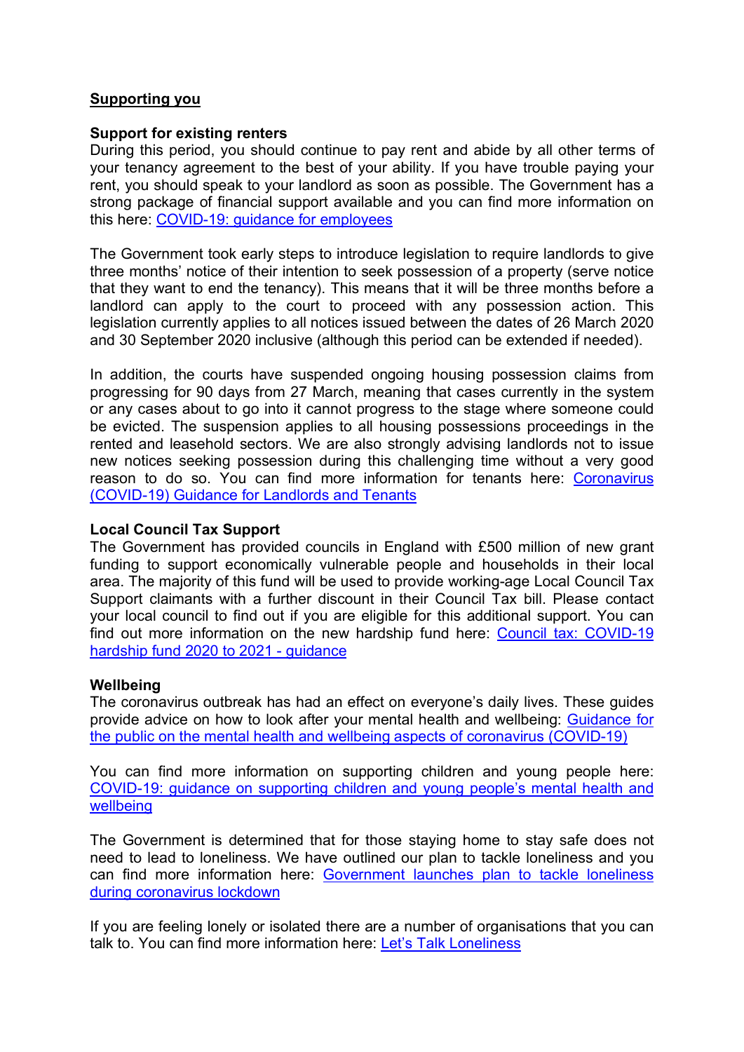**Supporting you**

**Support for existing renters**

During this period, you should continue to pay rent and abide by all other terms of your tenancy agreement to the best of your ability. If you have trouble paying your rent, you should speak to your landlord as soon as possible. The Government has a strong package of financial support available and you can find more information on this here: COVID-19: guidance for employees

The Government took early steps to introduce legislation to require landlords to give three months' notice of their intention to seek possession of a property (serve notice that they want to end the tenancy). This means that it will be three months before a landlord can apply to the court to proceed with any possession action. This legislation currently applies to all notices issued between the dates of 26 March 2020 and 30 September 2020 inclusive (although this period can be extended if needed).

In addition, the courts have suspended ongoing housing possession claims from progressing for 90 days from 27 March, meaning that cases currently in the system or any cases about to go into it cannot progress to the stage where someone could be evicted. The suspension applies to all housing possessions proceedings in the rented and leasehold sectors. We are also strongly advising landlords not to issue new notices seeking possession during this challenging time without a very good reason to do so. You can find more information for tenants here: Coronavirus (COVID-19) Guidance for Landlords and Tenants

**Local Council Tax Support**

The Government has provided councils in England with £500 million of new grant funding to support economically vulnerable people and households in their local area. The majority of this fund will be used to provide working-age Local Council Tax Support claimants with a further discount in their Council Tax bill. Please contact your local council to find out if you are eligible for this additional support. You can find out more information on the new hardship fund here: Council tax: COVID-19 hardship fund 2020 to 2021 - guidance

**Wellbeing**

The coronavirus outbreak has had an effect on everyone's daily lives. These guides provide advice on how to look after your mental health and wellbeing: Guidance for the public on the mental health and wellbeing aspects of coronavirus (COVID-19)

You can find more information on supporting children and young people here: COVID-19: guidance on supporting children and young people's mental health and wellbeing

The Government is determined that for those staying home to stay safe does not need to lead to loneliness. We have outlined our plan to tackle loneliness and you can find more information here: Government launches plan to tackle loneliness during coronavirus lockdown

If you are feeling lonely or isolated there are a number of organisations that you can talk to. You can find more information here: Let's Talk Loneliness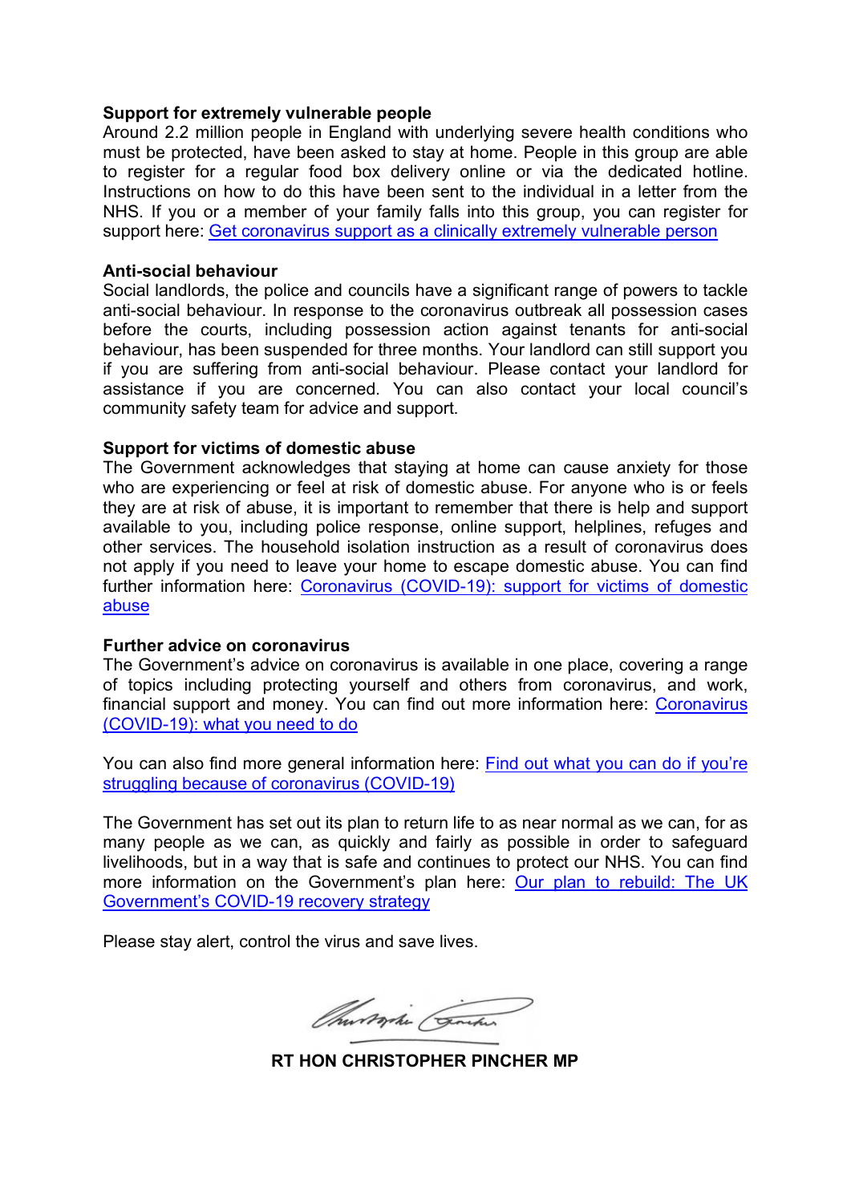**Support for extremely vulnerable people**
Around 2.2 million people in England with underlying severe health conditions who must be protected, have been asked to stay at home. People in this group are able to register for a regular food box delivery online or via the dedicated hotline. Instructions on how to do this have been sent to the individual in a letter from the NHS. If you or a member of your family falls into this group, you can register for support here: Get coronavirus support as a clinically extremely vulnerable person

**Anti-social behaviour**
Social landlords, the police and councils have a significant range of powers to tackle anti-social behaviour. In response to the coronavirus outbreak all possession cases before the courts, including possession action against tenants for anti-social behaviour, has been suspended for three months. Your landlord can still support you if you are suffering from anti-social behaviour. Please contact your landlord for assistance if you are concerned. You can also contact your local council's community safety team for advice and support.

**Support for victims of domestic abuse**
The Government acknowledges that staying at home can cause anxiety for those who are experiencing or feel at risk of domestic abuse. For anyone who is or feels they are at risk of abuse, it is important to remember that there is help and support available to you, including police response, online support, helplines, refuges and other services. The household isolation instruction as a result of coronavirus does not apply if you need to leave your home to escape domestic abuse. You can find further information here: Coronavirus (COVID-19): support for victims of domestic abuse

**Further advice on coronavirus**
The Government's advice on coronavirus is available in one place, covering a range of topics including protecting yourself and others from coronavirus, and work, financial support and money. You can find out more information here: Coronavirus (COVID-19): what you need to do

You can also find more general information here: Find out what you can do if you're struggling because of coronavirus (COVID-19)

The Government has set out its plan to return life to as near normal as we can, for as many people as we can, as quickly and fairly as possible in order to safeguard livelihoods, but in a way that is safe and continues to protect our NHS. You can find more information on the Government's plan here: Our plan to rebuild: The UK Government's COVID-19 recovery strategy

Please stay alert, control the virus and save lives.

**RT HON CHRISTOPHER PINCHER MP**